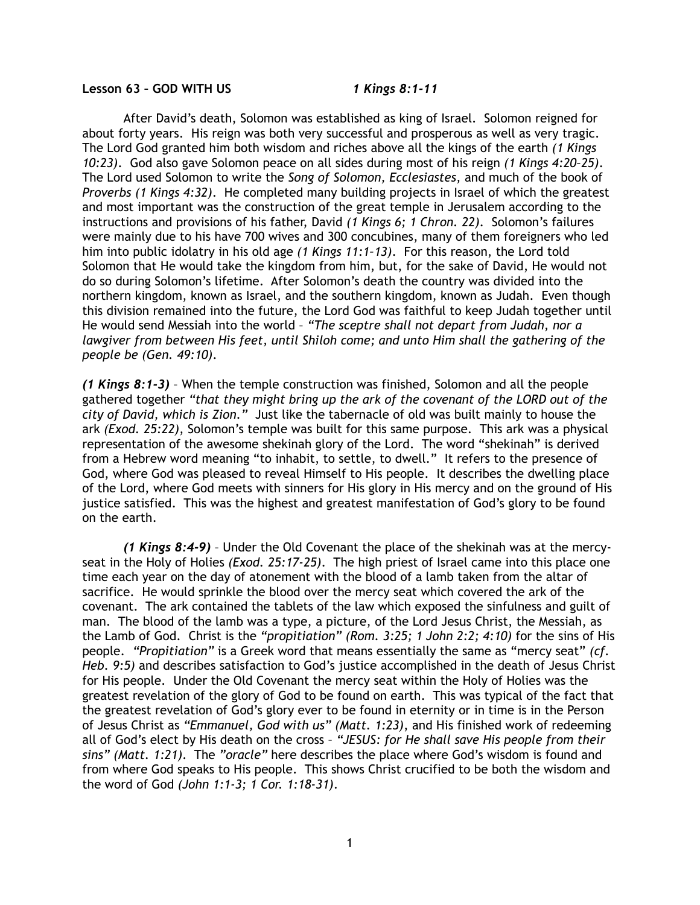**Lesson 63 – GOD WITH US** *1 Kings 8:1-11*

After David's death, Solomon was established as king of Israel. Solomon reigned for about forty years. His reign was both very successful and prosperous as well as very tragic. The Lord God granted him both wisdom and riches above all the kings of the earth *(1 Kings 10:23)*. God also gave Solomon peace on all sides during most of his reign *(1 Kings 4:20–25)*. The Lord used Solomon to write the *Song of Solomon, Ecclesiastes,* and much of the book of *Proverbs (1 Kings 4:32)*. He completed many building projects in Israel of which the greatest and most important was the construction of the great temple in Jerusalem according to the instructions and provisions of his father, David *(1 Kings 6; 1 Chron. 22)*. Solomon's failures were mainly due to his have 700 wives and 300 concubines, many of them foreigners who led him into public idolatry in his old age *(1 Kings 11:1–13)*. For this reason, the Lord told Solomon that He would take the kingdom from him, but, for the sake of David, He would not do so during Solomon's lifetime. After Solomon's death the country was divided into the northern kingdom, known as Israel, and the southern kingdom, known as Judah. Even though this division remained into the future, the Lord God was faithful to keep Judah together until He would send Messiah into the world – *"The sceptre shall not depart from Judah, nor a lawgiver from between His feet, until Shiloh come; and unto Him shall the gathering of the people be (Gen. 49:10).*

***(1 Kings 8:1-3)*** – When the temple construction was finished, Solomon and all the people gathered together *"that they might bring up the ark of the covenant of the LORD out of the city of David, which is Zion."* Just like the tabernacle of old was built mainly to house the ark *(Exod. 25:22)*, Solomon's temple was built for this same purpose. This ark was a physical representation of the awesome shekinah glory of the Lord. The word "shekinah" is derived from a Hebrew word meaning "to inhabit, to settle, to dwell." It refers to the presence of God, where God was pleased to reveal Himself to His people. It describes the dwelling place of the Lord, where God meets with sinners for His glory in His mercy and on the ground of His justice satisfied. This was the highest and greatest manifestation of God's glory to be found on the earth.

***(1 Kings 8:4-9)*** – Under the Old Covenant the place of the shekinah was at the mercy-seat in the Holy of Holies *(Exod. 25:17-25)*. The high priest of Israel came into this place one time each year on the day of atonement with the blood of a lamb taken from the altar of sacrifice. He would sprinkle the blood over the mercy seat which covered the ark of the covenant. The ark contained the tablets of the law which exposed the sinfulness and guilt of man. The blood of the lamb was a type, a picture, of the Lord Jesus Christ, the Messiah, as the Lamb of God. Christ is the *"propitiation" (Rom. 3:25; 1 John 2:2; 4:10)* for the sins of His people. *"Propitiation"* is a Greek word that means essentially the same as "mercy seat" *(cf. Heb. 9:5)* and describes satisfaction to God's justice accomplished in the death of Jesus Christ for His people. Under the Old Covenant the mercy seat within the Holy of Holies was the greatest revelation of the glory of God to be found on earth. This was typical of the fact that the greatest revelation of God's glory ever to be found in eternity or in time is in the Person of Jesus Christ as *"Emmanuel, God with us" (Matt. 1:23)*, and His finished work of redeeming all of God's elect by His death on the cross – *"JESUS: for He shall save His people from their sins" (Matt. 1:21)*. The *"oracle"* here describes the place where God's wisdom is found and from where God speaks to His people. This shows Christ crucified to be both the wisdom and the word of God *(John 1:1-3; 1 Cor. 1:18-31)*.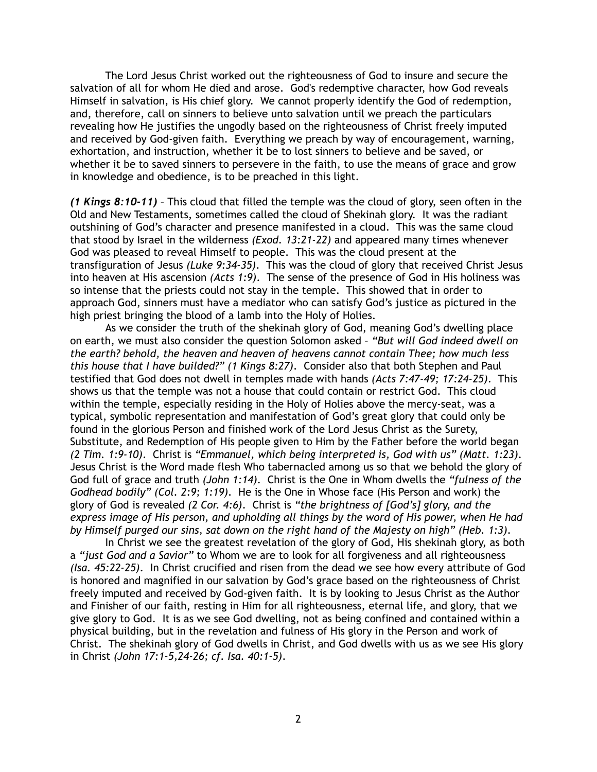The Lord Jesus Christ worked out the righteousness of God to insure and secure the salvation of all for whom He died and arose. God's redemptive character, how God reveals Himself in salvation, is His chief glory. We cannot properly identify the God of redemption, and, therefore, call on sinners to believe unto salvation until we preach the particulars revealing how He justifies the ungodly based on the righteousness of Christ freely imputed and received by God-given faith. Everything we preach by way of encouragement, warning, exhortation, and instruction, whether it be to lost sinners to believe and be saved, or whether it be to saved sinners to persevere in the faith, to use the means of grace and grow in knowledge and obedience, is to be preached in this light.

***(1 Kings 8:10-11)*** – This cloud that filled the temple was the cloud of glory, seen often in the Old and New Testaments, sometimes called the cloud of Shekinah glory. It was the radiant outshining of God's character and presence manifested in a cloud. This was the same cloud that stood by Israel in the wilderness *(Exod. 13:21-22)* and appeared many times whenever God was pleased to reveal Himself to people. This was the cloud present at the transfiguration of Jesus *(Luke 9:34-35)*. This was the cloud of glory that received Christ Jesus into heaven at His ascension *(Acts 1:9)*. The sense of the presence of God in His holiness was so intense that the priests could not stay in the temple. This showed that in order to approach God, sinners must have a mediator who can satisfy God's justice as pictured in the high priest bringing the blood of a lamb into the Holy of Holies.

As we consider the truth of the shekinah glory of God, meaning God's dwelling place on earth, we must also consider the question Solomon asked – *"But will God indeed dwell on the earth? behold, the heaven and heaven of heavens cannot contain Thee; how much less this house that I have builded?" (1 Kings 8:27)*. Consider also that both Stephen and Paul testified that God does not dwell in temples made with hands *(Acts 7:47-49; 17:24-25)*. This shows us that the temple was not a house that could contain or restrict God. This cloud within the temple, especially residing in the Holy of Holies above the mercy-seat, was a typical, symbolic representation and manifestation of God's great glory that could only be found in the glorious Person and finished work of the Lord Jesus Christ as the Surety, Substitute, and Redemption of His people given to Him by the Father before the world began *(2 Tim. 1:9-10)*. Christ is *"Emmanuel, which being interpreted is, God with us" (Matt. 1:23)*. Jesus Christ is the Word made flesh Who tabernacled among us so that we behold the glory of God full of grace and truth *(John 1:14)*. Christ is the One in Whom dwells the *"fulness of the Godhead bodily" (Col. 2:9; 1:19)*. He is the One in Whose face (His Person and work) the glory of God is revealed *(2 Cor. 4:6)*. Christ is *"the brightness of [God's] glory, and the express image of His person, and upholding all things by the word of His power, when He had by Himself purged our sins, sat down on the right hand of the Majesty on high" (Heb. 1:3)*.

In Christ we see the greatest revelation of the glory of God, His shekinah glory, as both a *"just God and a Savior"* to Whom we are to look for all forgiveness and all righteousness *(Isa. 45:22-25)*. In Christ crucified and risen from the dead we see how every attribute of God is honored and magnified in our salvation by God's grace based on the righteousness of Christ freely imputed and received by God-given faith. It is by looking to Jesus Christ as the Author and Finisher of our faith, resting in Him for all righteousness, eternal life, and glory, that we give glory to God. It is as we see God dwelling, not as being confined and contained within a physical building, but in the revelation and fulness of His glory in the Person and work of Christ. The shekinah glory of God dwells in Christ, and God dwells with us as we see His glory in Christ *(John 17:1-5,24-26; cf. Isa. 40:1-5)*.